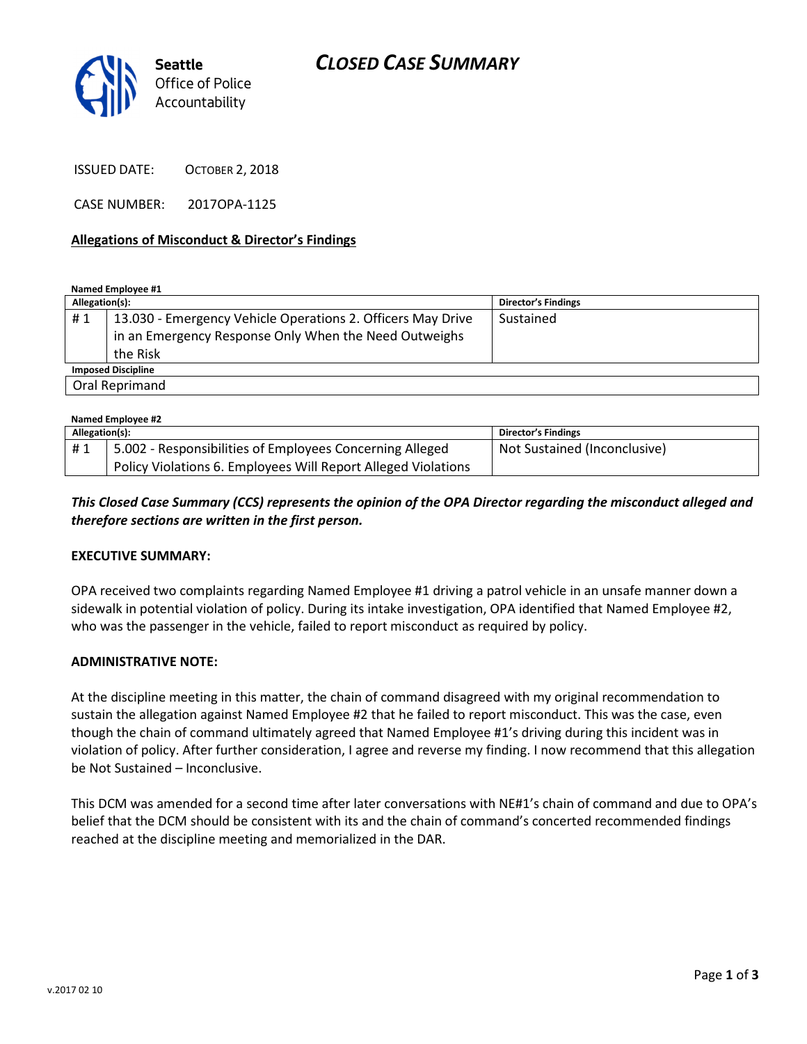Seattle Office of Police Accountability

# CLOSED CASE SUMMARY

ISSUED DATE: OCTOBER 2, 2018

CASE NUMBER: 2017OPA-1125

## Allegations of Misconduct & Director's Findings

**Named Employee #1**

| Allegation(s): | | Director's Findings |
|---|---|---|
| # 1 | 13.030 - Emergency Vehicle Operations 2. Officers May Drive in an Emergency Response Only When the Need Outweighs the Risk | Sustained |

| Imposed Discipline |
|---|
| Oral Reprimand |

**Named Employee #2**

| Allegation(s): | | Director's Findings |
|---|---|---|
| # 1 | 5.002 - Responsibilities of Employees Concerning Alleged Policy Violations 6. Employees Will Report Alleged Violations | Not Sustained (Inconclusive) |

***This Closed Case Summary (CCS) represents the opinion of the OPA Director regarding the misconduct alleged and therefore sections are written in the first person.***

**EXECUTIVE SUMMARY:**

OPA received two complaints regarding Named Employee #1 driving a patrol vehicle in an unsafe manner down a sidewalk in potential violation of policy. During its intake investigation, OPA identified that Named Employee #2, who was the passenger in the vehicle, failed to report misconduct as required by policy.

**ADMINISTRATIVE NOTE:**

At the discipline meeting in this matter, the chain of command disagreed with my original recommendation to sustain the allegation against Named Employee #2 that he failed to report misconduct. This was the case, even though the chain of command ultimately agreed that Named Employee #1's driving during this incident was in violation of policy. After further consideration, I agree and reverse my finding. I now recommend that this allegation be Not Sustained – Inconclusive.

This DCM was amended for a second time after later conversations with NE#1's chain of command and due to OPA's belief that the DCM should be consistent with its and the chain of command's concerted recommended findings reached at the discipline meeting and memorialized in the DAR.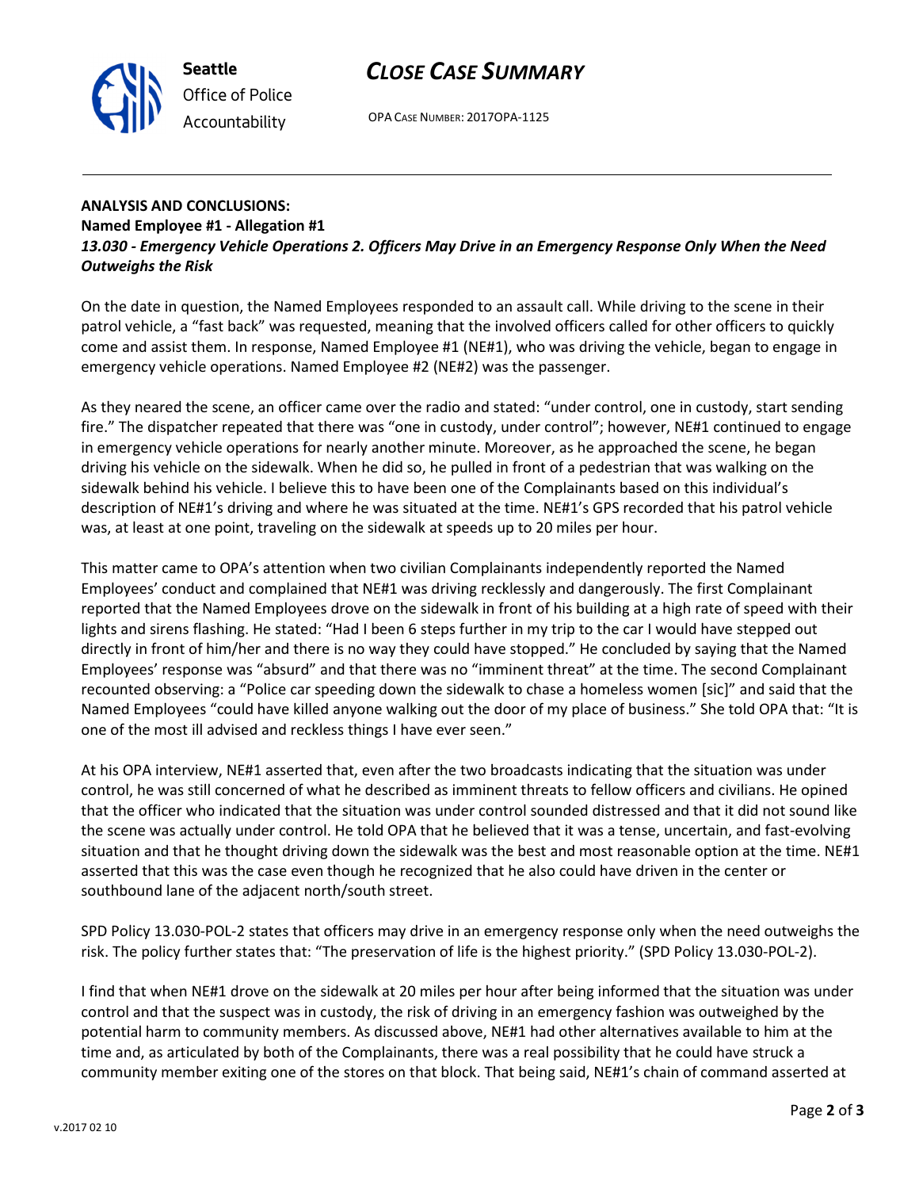## ANALYSIS AND CONCLUSIONS:

**Named Employee #1 - Allegation #1**
***13.030 - Emergency Vehicle Operations 2. Officers May Drive in an Emergency Response Only When the Need Outweighs the Risk***

On the date in question, the Named Employees responded to an assault call. While driving to the scene in their patrol vehicle, a "fast back" was requested, meaning that the involved officers called for other officers to quickly come and assist them. In response, Named Employee #1 (NE#1), who was driving the vehicle, began to engage in emergency vehicle operations. Named Employee #2 (NE#2) was the passenger.

As they neared the scene, an officer came over the radio and stated: "under control, one in custody, start sending fire." The dispatcher repeated that there was "one in custody, under control"; however, NE#1 continued to engage in emergency vehicle operations for nearly another minute. Moreover, as he approached the scene, he began driving his vehicle on the sidewalk. When he did so, he pulled in front of a pedestrian that was walking on the sidewalk behind his vehicle. I believe this to have been one of the Complainants based on this individual's description of NE#1's driving and where he was situated at the time. NE#1's GPS recorded that his patrol vehicle was, at least at one point, traveling on the sidewalk at speeds up to 20 miles per hour.

This matter came to OPA's attention when two civilian Complainants independently reported the Named Employees' conduct and complained that NE#1 was driving recklessly and dangerously. The first Complainant reported that the Named Employees drove on the sidewalk in front of his building at a high rate of speed with their lights and sirens flashing. He stated: "Had I been 6 steps further in my trip to the car I would have stepped out directly in front of him/her and there is no way they could have stopped." He concluded by saying that the Named Employees' response was "absurd" and that there was no "imminent threat" at the time. The second Complainant recounted observing: a "Police car speeding down the sidewalk to chase a homeless women [sic]" and said that the Named Employees "could have killed anyone walking out the door of my place of business." She told OPA that: "It is one of the most ill advised and reckless things I have ever seen."

At his OPA interview, NE#1 asserted that, even after the two broadcasts indicating that the situation was under control, he was still concerned of what he described as imminent threats to fellow officers and civilians. He opined that the officer who indicated that the situation was under control sounded distressed and that it did not sound like the scene was actually under control. He told OPA that he believed that it was a tense, uncertain, and fast-evolving situation and that he thought driving down the sidewalk was the best and most reasonable option at the time. NE#1 asserted that this was the case even though he recognized that he also could have driven in the center or southbound lane of the adjacent north/south street.

SPD Policy 13.030-POL-2 states that officers may drive in an emergency response only when the need outweighs the risk. The policy further states that: "The preservation of life is the highest priority." (SPD Policy 13.030-POL-2).

I find that when NE#1 drove on the sidewalk at 20 miles per hour after being informed that the situation was under control and that the suspect was in custody, the risk of driving in an emergency fashion was outweighed by the potential harm to community members. As discussed above, NE#1 had other alternatives available to him at the time and, as articulated by both of the Complainants, there was a real possibility that he could have struck a community member exiting one of the stores on that block. That being said, NE#1's chain of command asserted at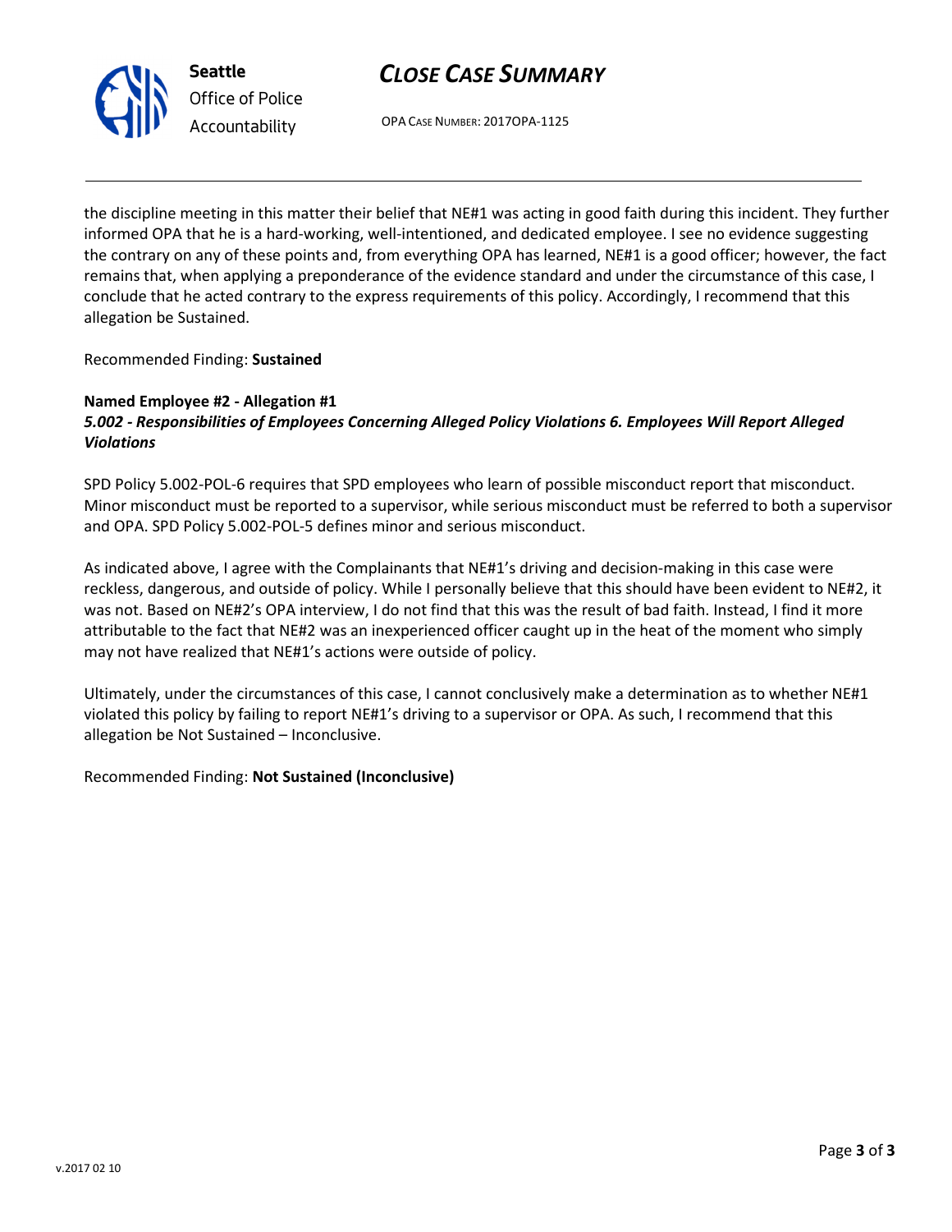the discipline meeting in this matter their belief that NE#1 was acting in good faith during this incident. They further informed OPA that he is a hard-working, well-intentioned, and dedicated employee. I see no evidence suggesting the contrary on any of these points and, from everything OPA has learned, NE#1 is a good officer; however, the fact remains that, when applying a preponderance of the evidence standard and under the circumstance of this case, I conclude that he acted contrary to the express requirements of this policy. Accordingly, I recommend that this allegation be Sustained.

Recommended Finding: **Sustained**

**Named Employee #2 - Allegation #1**
***5.002 - Responsibilities of Employees Concerning Alleged Policy Violations 6. Employees Will Report Alleged Violations***

SPD Policy 5.002-POL-6 requires that SPD employees who learn of possible misconduct report that misconduct. Minor misconduct must be reported to a supervisor, while serious misconduct must be referred to both a supervisor and OPA. SPD Policy 5.002-POL-5 defines minor and serious misconduct.

As indicated above, I agree with the Complainants that NE#1's driving and decision-making in this case were reckless, dangerous, and outside of policy. While I personally believe that this should have been evident to NE#2, it was not. Based on NE#2's OPA interview, I do not find that this was the result of bad faith. Instead, I find it more attributable to the fact that NE#2 was an inexperienced officer caught up in the heat of the moment who simply may not have realized that NE#1's actions were outside of policy.

Ultimately, under the circumstances of this case, I cannot conclusively make a determination as to whether NE#1 violated this policy by failing to report NE#1's driving to a supervisor or OPA. As such, I recommend that this allegation be Not Sustained – Inconclusive.

Recommended Finding: **Not Sustained (Inconclusive)**